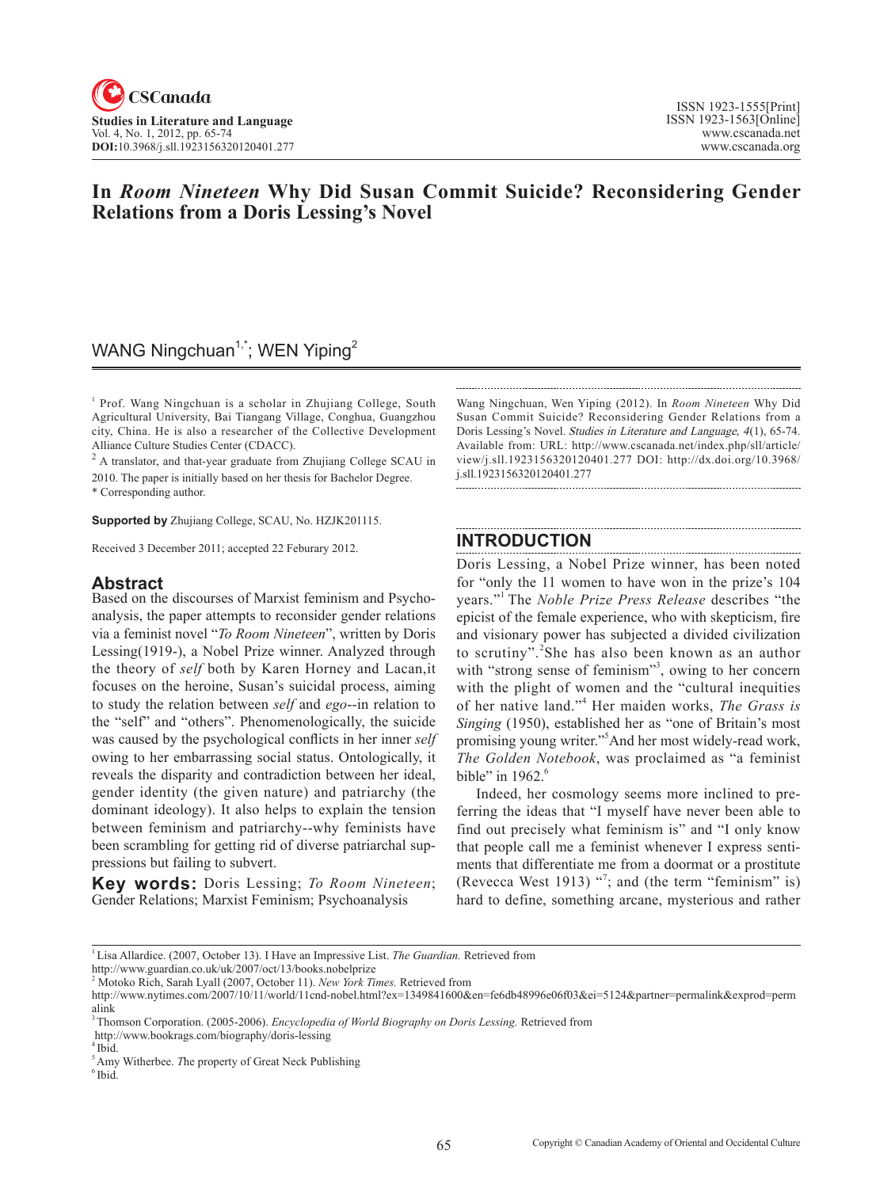# In *Room Nineteen* Why Did Susan Commit Suicide? Reconsidering Gender Relations from a Doris Lessing's Novel

WANG Ningchuan[1,*]; WEN Yiping[2]

[1] Prof. Wang Ningchuan is a scholar in Zhujiang College, South Agricultural University, Bai Tiangang Village, Conghua, Guangzhou city, China. He is also a researcher of the Collective Development Alliance Culture Studies Center (CDACC).

[2] A translator, and that-year graduate from Zhujiang College SCAU in 2010. The paper is initially based on her thesis for Bachelor Degree.

\* Corresponding author.

**Supported by** Zhujiang College, SCAU, No. HZJK201115.

Received 3 December 2011; accepted 22 Feburary 2012.

## Abstract

Based on the discourses of Marxist feminism and Psychoanalysis, the paper attempts to reconsider gender relations via a feminist novel "*To Room Nineteen*", written by Doris Lessing(1919-), a Nobel Prize winner. Analyzed through the theory of *self* both by Karen Horney and Lacan,it focuses on the heroine, Susan's suicidal process, aiming to study the relation between *self* and *ego*--in relation to the "self" and "others". Phenomenologically, the suicide was caused by the psychological conflicts in her inner *self* owing to her embarrassing social status. Ontologically, it reveals the disparity and contradiction between her ideal, gender identity (the given nature) and patriarchy (the dominant ideology). It also helps to explain the tension between feminism and patriarchy--why feminists have been scrambling for getting rid of diverse patriarchal suppressions but failing to subvert.

**Key words:** Doris Lessing; *To Room Nineteen*; Gender Relations; Marxist Feminism; Psychoanalysis

Wang Ningchuan, Wen Yiping (2012). In *Room Nineteen* Why Did Susan Commit Suicide? Reconsidering Gender Relations from a Doris Lessing's Novel. *Studies in Literature and Language, 4*(1), 65-74. Available from: URL: http://www.cscanada.net/index.php/sll/article/view/j.sll.1923156320120401.277 DOI: http://dx.doi.org/10.3968/j.sll.1923156320120401.277

## INTRODUCTION

Doris Lessing, a Nobel Prize winner, has been noted for "only the 11 women to have won in the prize's 104 years."[1] The *Noble Prize Press Release* describes "the epicist of the female experience, who with skepticism, fire and visionary power has subjected a divided civilization to scrutiny".[2] She has also been known as an author with "strong sense of feminism"[3], owing to her concern with the plight of women and the "cultural inequities of her native land."[4] Her maiden works, *The Grass is Singing* (1950), established her as "one of Britain's most promising young writer."[5] And her most widely-read work, *The Golden Notebook*, was proclaimed as "a feminist bible" in 1962.[6]

Indeed, her cosmology seems more inclined to preferring the ideas that "I myself have never been able to find out precisely what feminism is" and "I only know that people call me a feminist whenever I express sentiments that differentiate me from a doormat or a prostitute (Revecca West 1913) "[7]; and (the term "feminism" is) hard to define, something arcane, mysterious and rather

---

[1] Lisa Allardice. (2007, October 13). I Have an Impressive List. *The Guardian.* Retrieved from http://www.guardian.co.uk/uk/2007/oct/13/books.nobelprize

[2] Motoko Rich, Sarah Lyall (2007, October 11). *New York Times.* Retrieved from http://www.nytimes.com/2007/10/11/world/11cnd-nobel.html?ex=1349841600&en=fe6db48996e06f03&ei=5124&partner=permalink&exprod=permalink

[3] Thomson Corporation. (2005-2006). *Encyclopedia of World Biography on Doris Lessing.* Retrieved from http://www.bookrags.com/biography/doris-lessing

[4] Ibid.

[5] Amy Witherbee. *T*he property of Great Neck Publishing

[6] Ibid.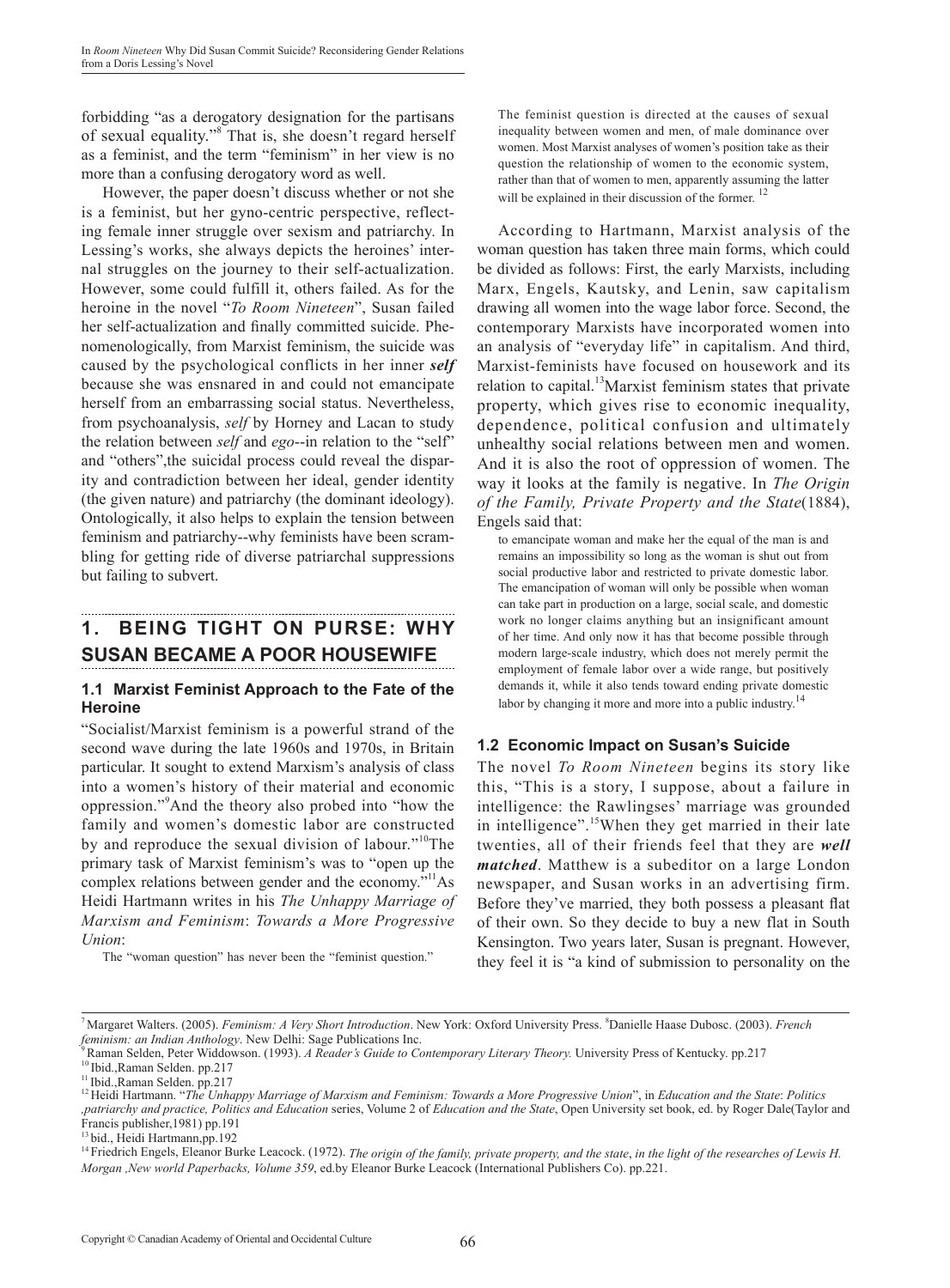forbidding "as a derogatory designation for the partisans of sexual equality."[8] That is, she doesn't regard herself as a feminist, and the term "feminism" in her view is no more than a confusing derogatory word as well.

However, the paper doesn't discuss whether or not she is a feminist, but her gyno-centric perspective, reflecting female inner struggle over sexism and patriarchy. In Lessing's works, she always depicts the heroines' internal struggles on the journey to their self-actualization. However, some could fulfill it, others failed. As for the heroine in the novel "*To Room Nineteen*", Susan failed her self-actualization and finally committed suicide. Phenomenologically, from Marxist feminism, the suicide was caused by the psychological conflicts in her inner ***self*** because she was ensnared in and could not emancipate herself from an embarrassing social status. Nevertheless, from psychoanalysis, *self* by Horney and Lacan to study the relation between *self* and *ego*--in relation to the "self" and "others",the suicidal process could reveal the disparity and contradiction between her ideal, gender identity (the given nature) and patriarchy (the dominant ideology). Ontologically, it also helps to explain the tension between feminism and patriarchy--why feminists have been scrambling for getting ride of diverse patriarchal suppressions but failing to subvert.

## 1. BEING TIGHT ON PURSE: WHY SUSAN BECAME A POOR HOUSEWIFE

### 1.1 Marxist Feminist Approach to the Fate of the Heroine

"Socialist/Marxist feminism is a powerful strand of the second wave during the late 1960s and 1970s, in Britain particular. It sought to extend Marxism's analysis of class into a women's history of their material and economic oppression."[9]And the theory also probed into "how the family and women's domestic labor are constructed by and reproduce the sexual division of labour."[10]The primary task of Marxist feminism's was to "open up the complex relations between gender and the economy."[11]As Heidi Hartmann writes in his *The Unhappy Marriage of Marxism and Feminism*: *Towards a More Progressive Union*:

> The "woman question" has never been the "feminist question." The feminist question is directed at the causes of sexual inequality between women and men, of male dominance over women. Most Marxist analyses of women's position take as their question the relationship of women to the economic system, rather than that of women to men, apparently assuming the latter will be explained in their discussion of the former. [12]

According to Hartmann, Marxist analysis of the woman question has taken three main forms, which could be divided as follows: First, the early Marxists, including Marx, Engels, Kautsky, and Lenin, saw capitalism drawing all women into the wage labor force. Second, the contemporary Marxists have incorporated women into an analysis of "everyday life" in capitalism. And third, Marxist-feminists have focused on housework and its relation to capital.[13]Marxist feminism states that private property, which gives rise to economic inequality, dependence, political confusion and ultimately unhealthy social relations between men and women. And it is also the root of oppression of women. The way it looks at the family is negative. In *The Origin of the Family, Private Property and the State*(1884), Engels said that:

> to emancipate woman and make her the equal of the man is and remains an impossibility so long as the woman is shut out from social productive labor and restricted to private domestic labor. The emancipation of woman will only be possible when woman can take part in production on a large, social scale, and domestic work no longer claims anything but an insignificant amount of her time. And only now it has that become possible through modern large-scale industry, which does not merely permit the employment of female labor over a wide range, but positively demands it, while it also tends toward ending private domestic labor by changing it more and more into a public industry.[14]

### 1.2 Economic Impact on Susan's Suicide

The novel *To Room Nineteen* begins its story like this, "This is a story, I suppose, about a failure in intelligence: the Rawlingses' marriage was grounded in intelligence".[15]When they get married in their late twenties, all of their friends feel that they are ***well matched***. Matthew is a subeditor on a large London newspaper, and Susan works in an advertising firm. Before they've married, they both possess a pleasant flat of their own. So they decide to buy a new flat in South Kensington. Two years later, Susan is pregnant. However, they feel it is "a kind of submission to personality on the

---

[7] Margaret Walters. (2005). *Feminism: A Very Short Introduction*. New York: Oxford University Press. [8]Danielle Haase Dubosc. (2003). *French feminism: an Indian Anthology*. New Delhi: Sage Publications Inc.

[9] Raman Selden, Peter Widdowson. (1993). *A Reader's Guide to Contemporary Literary Theory.* University Press of Kentucky. pp.217

[10] Ibid.,Raman Selden. pp.217

[11] Ibid.,Raman Selden. pp.217

[12] Heidi Hartmann. "*The Unhappy Marriage of Marxism and Feminism: Towards a More Progressive Union*", in *Education and the State*: *Politics ,patriarchy and practice, Politics and Education* series, Volume 2 of *Education and the State*, Open University set book, ed. by Roger Dale(Taylor and Francis publisher,1981) pp.191

[13] bid., Heidi Hartmann,pp.192

[14] Friedrich Engels, Eleanor Burke Leacock. (1972). *The origin of the family, private property, and the state*, *in the light of the researches of Lewis H. Morgan ,New world Paperbacks, Volume 359*, ed.by Eleanor Burke Leacock (International Publishers Co). pp.221.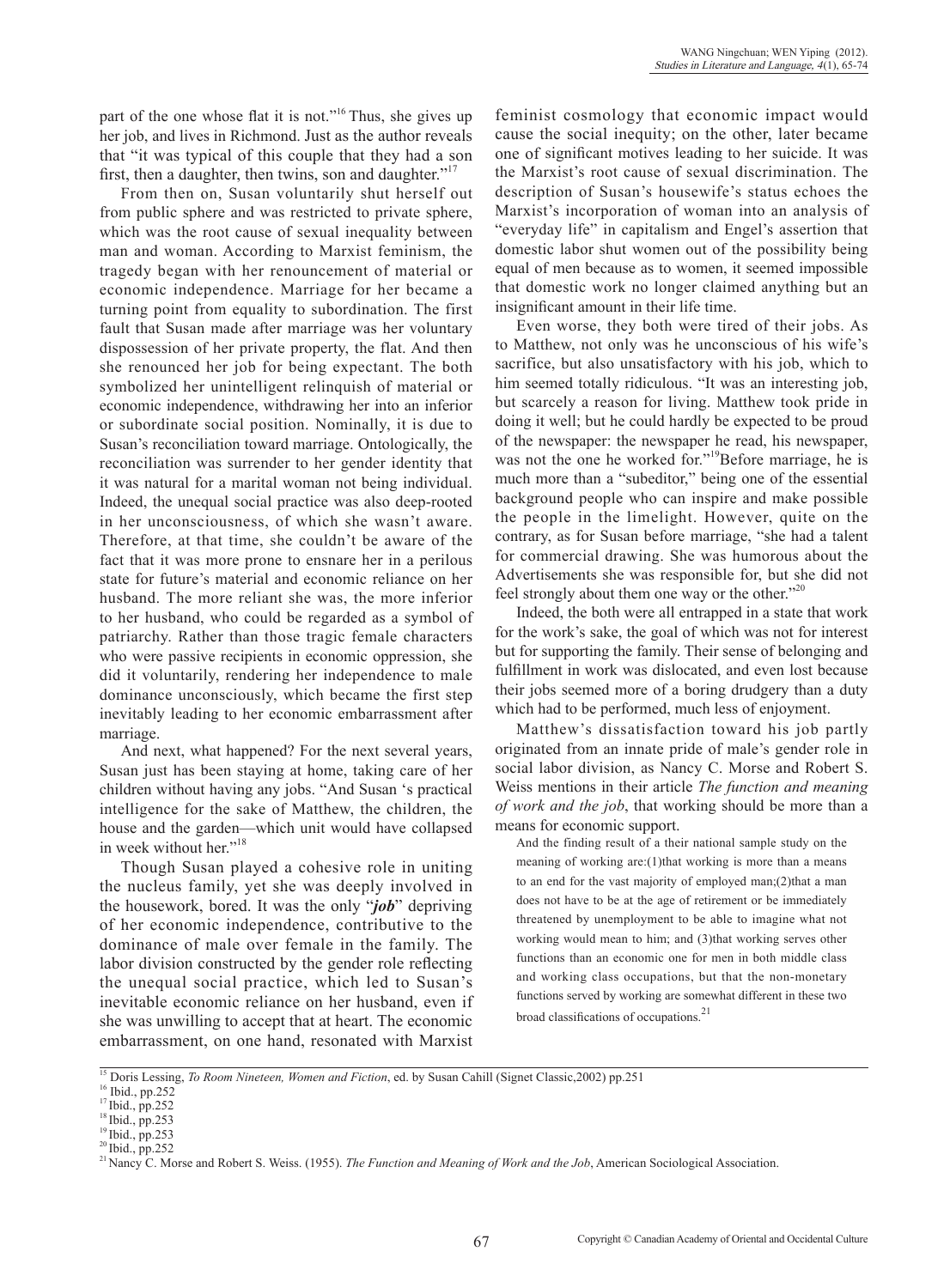part of the one whose flat it is not."[16] Thus, she gives up her job, and lives in Richmond. Just as the author reveals that "it was typical of this couple that they had a son first, then a daughter, then twins, son and daughter."[17]

From then on, Susan voluntarily shut herself out from public sphere and was restricted to private sphere, which was the root cause of sexual inequality between man and woman. According to Marxist feminism, the tragedy began with her renouncement of material or economic independence. Marriage for her became a turning point from equality to subordination. The first fault that Susan made after marriage was her voluntary dispossession of her private property, the flat. And then she renounced her job for being expectant. The both symbolized her unintelligent relinquish of material or economic independence, withdrawing her into an inferior or subordinate social position. Nominally, it is due to Susan's reconciliation toward marriage. Ontologically, the reconciliation was surrender to her gender identity that it was natural for a marital woman not being individual. Indeed, the unequal social practice was also deep-rooted in her unconsciousness, of which she wasn't aware. Therefore, at that time, she couldn't be aware of the fact that it was more prone to ensnare her in a perilous state for future's material and economic reliance on her husband. The more reliant she was, the more inferior to her husband, who could be regarded as a symbol of patriarchy. Rather than those tragic female characters who were passive recipients in economic oppression, she did it voluntarily, rendering her independence to male dominance unconsciously, which became the first step inevitably leading to her economic embarrassment after marriage.

And next, what happened? For the next several years, Susan just has been staying at home, taking care of her children without having any jobs. "And Susan 's practical intelligence for the sake of Matthew, the children, the house and the garden—which unit would have collapsed in week without her."[18]

Though Susan played a cohesive role in uniting the nucleus family, yet she was deeply involved in the housework, bored. It was the only "***job***" depriving of her economic independence, contributive to the dominance of male over female in the family. The labor division constructed by the gender role reflecting the unequal social practice, which led to Susan's inevitable economic reliance on her husband, even if she was unwilling to accept that at heart. The economic embarrassment, on one hand, resonated with Marxist feminist cosmology that economic impact would cause the social inequity; on the other, later became one of significant motives leading to her suicide. It was the Marxist's root cause of sexual discrimination. The description of Susan's housewife's status echoes the Marxist's incorporation of woman into an analysis of "everyday life" in capitalism and Engel's assertion that domestic labor shut women out of the possibility being equal of men because as to women, it seemed impossible that domestic work no longer claimed anything but an insignificant amount in their life time.

Even worse, they both were tired of their jobs. As to Matthew, not only was he unconscious of his wife's sacrifice, but also unsatisfactory with his job, which to him seemed totally ridiculous. "It was an interesting job, but scarcely a reason for living. Matthew took pride in doing it well; but he could hardly be expected to be proud of the newspaper: the newspaper he read, his newspaper, was not the one he worked for."[19]Before marriage, he is much more than a "subeditor," being one of the essential background people who can inspire and make possible the people in the limelight. However, quite on the contrary, as for Susan before marriage, "she had a talent for commercial drawing. She was humorous about the Advertisements she was responsible for, but she did not feel strongly about them one way or the other."[20]

Indeed, the both were all entrapped in a state that work for the work's sake, the goal of which was not for interest but for supporting the family. Their sense of belonging and fulfillment in work was dislocated, and even lost because their jobs seemed more of a boring drudgery than a duty which had to be performed, much less of enjoyment.

Matthew's dissatisfaction toward his job partly originated from an innate pride of male's gender role in social labor division, as Nancy C. Morse and Robert S. Weiss mentions in their article *The function and meaning of work and the job*, that working should be more than a means for economic support.

> And the finding result of a their national sample study on the meaning of working are:(1)that working is more than a means to an end for the vast majority of employed man;(2)that a man does not have to be at the age of retirement or be immediately threatened by unemployment to be able to imagine what not working would mean to him; and (3)that working serves other functions than an economic one for men in both middle class and working class occupations, but that the non-monetary functions served by working are somewhat different in these two broad classifications of occupations.[21]

---

[15] Doris Lessing, *To Room Nineteen, Women and Fiction*, ed. by Susan Cahill (Signet Classic,2002) pp.251

[16] Ibid., pp.252

[17] Ibid., pp.252

[18] Ibid., pp.253

[19] Ibid., pp.253

[20] Ibid., pp.252

[21] Nancy C. Morse and Robert S. Weiss. (1955). *The Function and Meaning of Work and the Job*, American Sociological Association.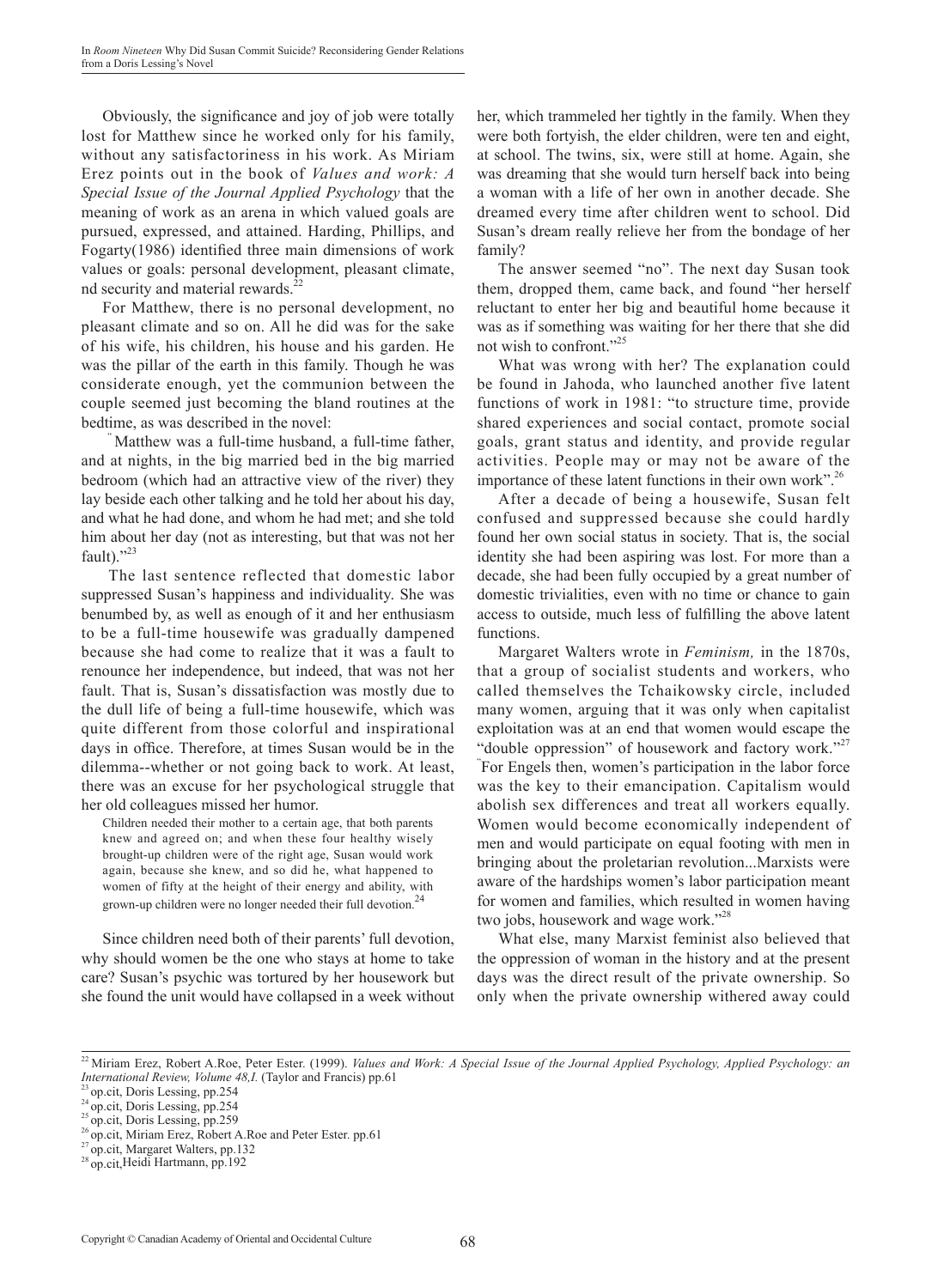Obviously, the significance and joy of job were totally lost for Matthew since he worked only for his family, without any satisfactoriness in his work. As Miriam Erez points out in the book of *Values and work: A Special Issue of the Journal Applied Psychology* that the meaning of work as an arena in which valued goals are pursued, expressed, and attained. Harding, Phillips, and Fogarty(1986) identified three main dimensions of work values or goals: personal development, pleasant climate, nd security and material rewards.[22]

For Matthew, there is no personal development, no pleasant climate and so on. All he did was for the sake of his wife, his children, his house and his garden. He was the pillar of the earth in this family. Though he was considerate enough, yet the communion between the couple seemed just becoming the bland routines at the bedtime, as was described in the novel:

" Matthew was a full-time husband, a full-time father, and at nights, in the big married bed in the big married bedroom (which had an attractive view of the river) they lay beside each other talking and he told her about his day, and what he had done, and whom he had met; and she told him about her day (not as interesting, but that was not her fault)."[23]

The last sentence reflected that domestic labor suppressed Susan's happiness and individuality. She was benumbed by, as well as enough of it and her enthusiasm to be a full-time housewife was gradually dampened because she had come to realize that it was a fault to renounce her independence, but indeed, that was not her fault. That is, Susan's dissatisfaction was mostly due to the dull life of being a full-time housewife, which was quite different from those colorful and inspirational days in office. Therefore, at times Susan would be in the dilemma--whether or not going back to work. At least, there was an excuse for her psychological struggle that her old colleagues missed her humor.

> Children needed their mother to a certain age, that both parents knew and agreed on; and when these four healthy wisely brought-up children were of the right age, Susan would work again, because she knew, and so did he, what happened to women of fifty at the height of their energy and ability, with grown-up children were no longer needed their full devotion.[24]

Since children need both of their parents' full devotion, why should women be the one who stays at home to take care? Susan's psychic was tortured by her housework but she found the unit would have collapsed in a week without her, which trammeled her tightly in the family. When they were both fortyish, the elder children, were ten and eight, at school. The twins, six, were still at home. Again, she was dreaming that she would turn herself back into being a woman with a life of her own in another decade. She dreamed every time after children went to school. Did Susan's dream really relieve her from the bondage of her family?

The answer seemed "no". The next day Susan took them, dropped them, came back, and found "her herself reluctant to enter her big and beautiful home because it was as if something was waiting for her there that she did not wish to confront."[25]

What was wrong with her? The explanation could be found in Jahoda, who launched another five latent functions of work in 1981: "to structure time, provide shared experiences and social contact, promote social goals, grant status and identity, and provide regular activities. People may or may not be aware of the importance of these latent functions in their own work".[26]

After a decade of being a housewife, Susan felt confused and suppressed because she could hardly found her own social status in society. That is, the social identity she had been aspiring was lost. For more than a decade, she had been fully occupied by a great number of domestic trivialities, even with no time or chance to gain access to outside, much less of fulfilling the above latent functions.

Margaret Walters wrote in *Feminism,* in the 1870s, that a group of socialist students and workers, who called themselves the Tchaikowsky circle, included many women, arguing that it was only when capitalist exploitation was at an end that women would escape the "double oppression" of housework and factory work."[27] "For Engels then, women's participation in the labor force was the key to their emancipation. Capitalism would abolish sex differences and treat all workers equally. Women would become economically independent of men and would participate on equal footing with men in bringing about the proletarian revolution...Marxists were aware of the hardships women's labor participation meant for women and families, which resulted in women having two jobs, housework and wage work."[28]

What else, many Marxist feminist also believed that the oppression of woman in the history and at the present days was the direct result of the private ownership. So only when the private ownership withered away could

---

[22] Miriam Erez, Robert A.Roe, Peter Ester. (1999). *Values and Work: A Special Issue of the Journal Applied Psychology, Applied Psychology: an International Review, Volume 48,I.* (Taylor and Francis) pp.61

[23] op.cit, Doris Lessing, pp.254

[24] op.cit, Doris Lessing, pp.254

[25] op.cit, Doris Lessing, pp.259

[26] op.cit, Miriam Erez, Robert A.Roe and Peter Ester. pp.61

[27] op.cit, Margaret Walters, pp.132

[28] op.cit,Heidi Hartmann, pp.192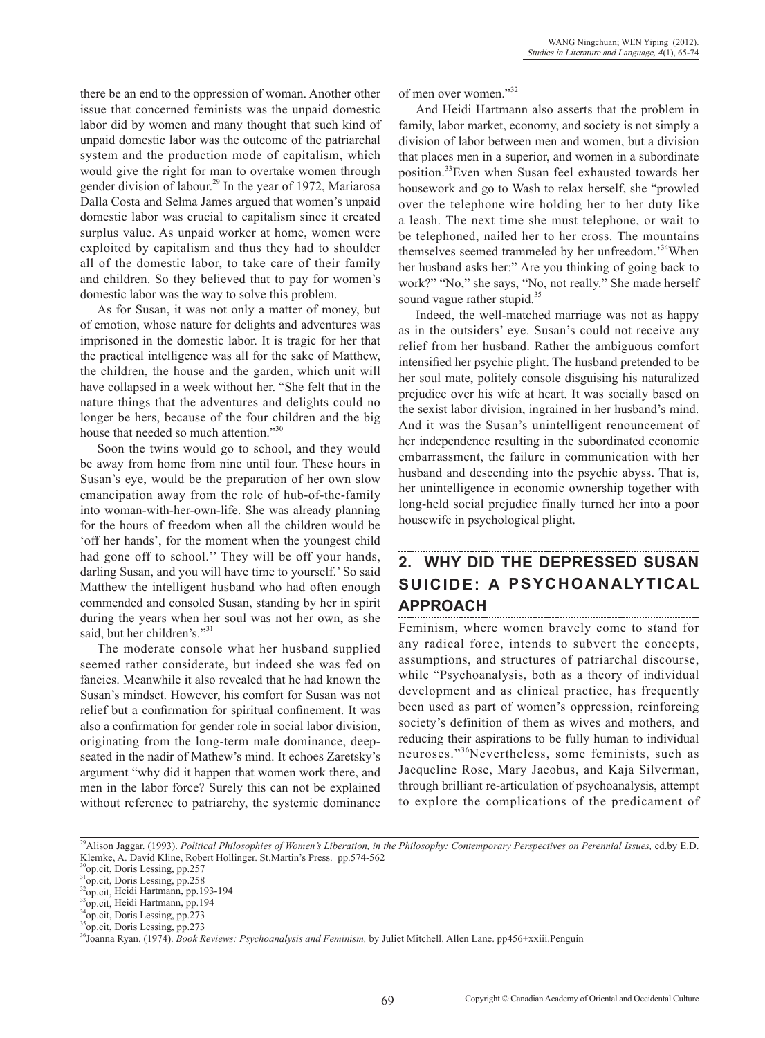there be an end to the oppression of woman. Another other issue that concerned feminists was the unpaid domestic labor did by women and many thought that such kind of unpaid domestic labor was the outcome of the patriarchal system and the production mode of capitalism, which would give the right for man to overtake women through gender division of labour.[29] In the year of 1972, Mariarosa Dalla Costa and Selma James argued that women's unpaid domestic labor was crucial to capitalism since it created surplus value. As unpaid worker at home, women were exploited by capitalism and thus they had to shoulder all of the domestic labor, to take care of their family and children. So they believed that to pay for women's domestic labor was the way to solve this problem.

As for Susan, it was not only a matter of money, but of emotion, whose nature for delights and adventures was imprisoned in the domestic labor. It is tragic for her that the practical intelligence was all for the sake of Matthew, the children, the house and the garden, which unit will have collapsed in a week without her. "She felt that in the nature things that the adventures and delights could no longer be hers, because of the four children and the big house that needed so much attention."[30]

Soon the twins would go to school, and they would be away from home from nine until four. These hours in Susan's eye, would be the preparation of her own slow emancipation away from the role of hub-of-the-family into woman-with-her-own-life. She was already planning for the hours of freedom when all the children would be 'off her hands', for the moment when the youngest child had gone off to school.'' They will be off your hands, darling Susan, and you will have time to yourself.' So said Matthew the intelligent husband who had often enough commended and consoled Susan, standing by her in spirit during the years when her soul was not her own, as she said, but her children's."[31]

The moderate console what her husband supplied seemed rather considerate, but indeed she was fed on fancies. Meanwhile it also revealed that he had known the Susan's mindset. However, his comfort for Susan was not relief but a confirmation for spiritual confinement. It was also a confirmation for gender role in social labor division, originating from the long-term male dominance, deep-seated in the nadir of Mathew's mind. It echoes Zaretsky's argument "why did it happen that women work there, and men in the labor force? Surely this can not be explained without reference to patriarchy, the systemic dominance of men over women."[32]

And Heidi Hartmann also asserts that the problem in family, labor market, economy, and society is not simply a division of labor between men and women, but a division that places men in a superior, and women in a subordinate position.[33] Even when Susan feel exhausted towards her housework and go to Wash to relax herself, she "prowled over the telephone wire holding her to her duty like a leash. The next time she must telephone, or wait to be telephoned, nailed her to her cross. The mountains themselves seemed trammeled by her unfreedom.'[34] When her husband asks her:" Are you thinking of going back to work?" "No," she says, "No, not really." She made herself sound vague rather stupid.[35]

Indeed, the well-matched marriage was not as happy as in the outsiders' eye. Susan's could not receive any relief from her husband. Rather the ambiguous comfort intensified her psychic plight. The husband pretended to be her soul mate, politely console disguising his naturalized prejudice over his wife at heart. It was socially based on the sexist labor division, ingrained in her husband's mind. And it was the Susan's unintelligent renouncement of her independence resulting in the subordinated economic embarrassment, the failure in communication with her husband and descending into the psychic abyss. That is, her unintelligence in economic ownership together with long-held social prejudice finally turned her into a poor housewife in psychological plight.

## 2. WHY DID THE DEPRESSED SUSAN SUICIDE: A PSYCHOANALYTICAL APPROACH

Feminism, where women bravely come to stand for any radical force, intends to subvert the concepts, assumptions, and structures of patriarchal discourse, while "Psychoanalysis, both as a theory of individual development and as clinical practice, has frequently been used as part of women's oppression, reinforcing society's definition of them as wives and mothers, and reducing their aspirations to be fully human to individual neuroses."[36] Nevertheless, some feminists, such as Jacqueline Rose, Mary Jacobus, and Kaja Silverman, through brilliant re-articulation of psychoanalysis, attempt to explore the complications of the predicament of

---

[29] Alison Jaggar. (1993). *Political Philosophies of Women's Liberation, in the Philosophy: Contemporary Perspectives on Perennial Issues,* ed.by E.D. Klemke, A. David Kline, Robert Hollinger. St.Martin's Press. pp.574-562

[30] op.cit, Doris Lessing, pp.257

[31] op.cit, Doris Lessing, pp.258

[32] op.cit, Heidi Hartmann, pp.193-194

[33] op.cit, Heidi Hartmann, pp.194

[34] op.cit, Doris Lessing, pp.273

[35] op.cit, Doris Lessing, pp.273

[36] Joanna Ryan. (1974). *Book Reviews: Psychoanalysis and Feminism,* by Juliet Mitchell. Allen Lane. pp456+xxiii.Penguin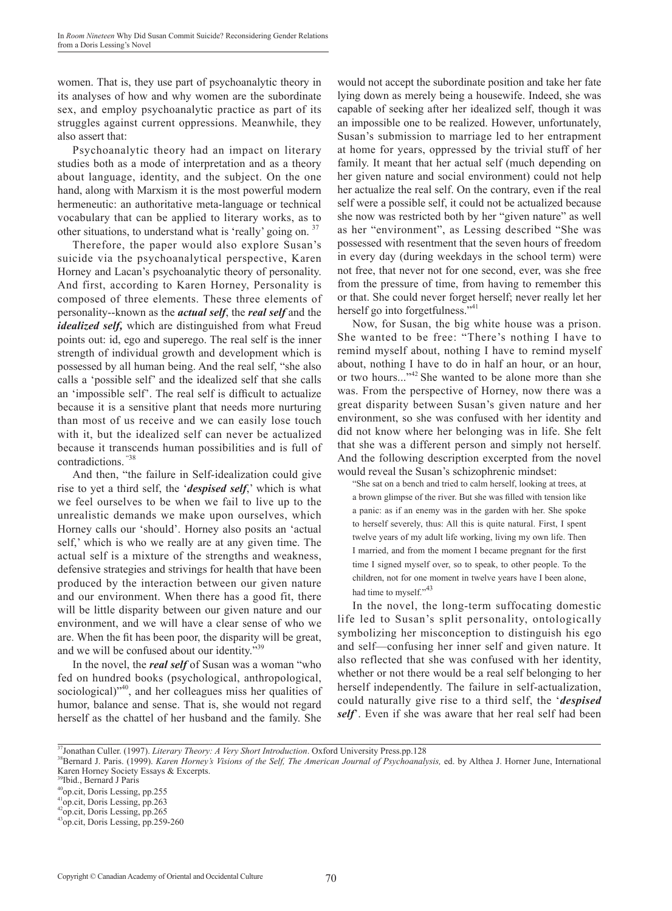women. That is, they use part of psychoanalytic theory in its analyses of how and why women are the subordinate sex, and employ psychoanalytic practice as part of its struggles against current oppressions. Meanwhile, they also assert that:

Psychoanalytic theory had an impact on literary studies both as a mode of interpretation and as a theory about language, identity, and the subject. On the one hand, along with Marxism it is the most powerful modern hermeneutic: an authoritative meta-language or technical vocabulary that can be applied to literary works, as to other situations, to understand what is 'really' going on. [37]

Therefore, the paper would also explore Susan's suicide via the psychoanalytical perspective, Karen Horney and Lacan's psychoanalytic theory of personality. And first, according to Karen Horney, Personality is composed of three elements. These three elements of personality--known as the ***actual self***, the ***real self*** and the ***idealized self,*** which are distinguished from what Freud points out: id, ego and superego. The real self is the inner strength of individual growth and development which is possessed by all human being. And the real self, "she also calls a 'possible self' and the idealized self that she calls an 'impossible self'. The real self is difficult to actualize because it is a sensitive plant that needs more nurturing than most of us receive and we can easily lose touch with it, but the idealized self can never be actualized because it transcends human possibilities and is full of contradictions."[38]

And then, "the failure in Self-idealization could give rise to yet a third self, the '***despised self***,' which is what we feel ourselves to be when we fail to live up to the unrealistic demands we make upon ourselves, which Horney calls our 'should'. Horney also posits an 'actual self,' which is who we really are at any given time. The actual self is a mixture of the strengths and weakness, defensive strategies and strivings for health that have been produced by the interaction between our given nature and our environment. When there has a good fit, there will be little disparity between our given nature and our environment, and we will have a clear sense of who we are. When the fit has been poor, the disparity will be great, and we will be confused about our identity."[39]

In the novel, the ***real self*** of Susan was a woman "who fed on hundred books (psychological, anthropological, sociological)"[40], and her colleagues miss her qualities of humor, balance and sense. That is, she would not regard herself as the chattel of her husband and the family. She would not accept the subordinate position and take her fate lying down as merely being a housewife. Indeed, she was capable of seeking after her idealized self, though it was an impossible one to be realized. However, unfortunately, Susan's submission to marriage led to her entrapment at home for years, oppressed by the trivial stuff of her family. It meant that her actual self (much depending on her given nature and social environment) could not help her actualize the real self. On the contrary, even if the real self were a possible self, it could not be actualized because she now was restricted both by her "given nature" as well as her "environment", as Lessing described "She was possessed with resentment that the seven hours of freedom in every day (during weekdays in the school term) were not free, that never not for one second, ever, was she free from the pressure of time, from having to remember this or that. She could never forget herself; never really let her herself go into forgetfulness."[41]

Now, for Susan, the big white house was a prison. She wanted to be free: "There's nothing I have to remind myself about, nothing I have to remind myself about, nothing I have to do in half an hour, or an hour, or two hours..."[42] She wanted to be alone more than she was. From the perspective of Horney, now there was a great disparity between Susan's given nature and her environment, so she was confused with her identity and did not know where her belonging was in life. She felt that she was a different person and simply not herself. And the following description excerpted from the novel would reveal the Susan's schizophrenic mindset:

> "She sat on a bench and tried to calm herself, looking at trees, at a brown glimpse of the river. But she was filled with tension like a panic: as if an enemy was in the garden with her. She spoke to herself severely, thus: All this is quite natural. First, I spent twelve years of my adult life working, living my own life. Then I married, and from the moment I became pregnant for the first time I signed myself over, so to speak, to other people. To the children, not for one moment in twelve years have I been alone, had time to myself."[43]

In the novel, the long-term suffocating domestic life led to Susan's split personality, ontologically symbolizing her misconception to distinguish his ego and self—confusing her inner self and given nature. It also reflected that she was confused with her identity, whether or not there would be a real self belonging to her herself independently. The failure in self-actualization, could naturally give rise to a third self, the '***despised self***'. Even if she was aware that her real self had been

---

[37] Jonathan Culler. (1997). *Literary Theory: A Very Short Introduction*. Oxford University Press.pp.128

[38] Bernard J. Paris. (1999). *Karen Horney's Visions of the Self, The American Journal of Psychoanalysis,* ed. by Althea J. Horner June, International Karen Horney Society Essays & Excerpts.

[39] Ibid., Bernard J Paris

[40] op.cit, Doris Lessing, pp.255

[41] op.cit, Doris Lessing, pp.263

[42] op.cit, Doris Lessing, pp.265

[43] op.cit, Doris Lessing, pp.259-260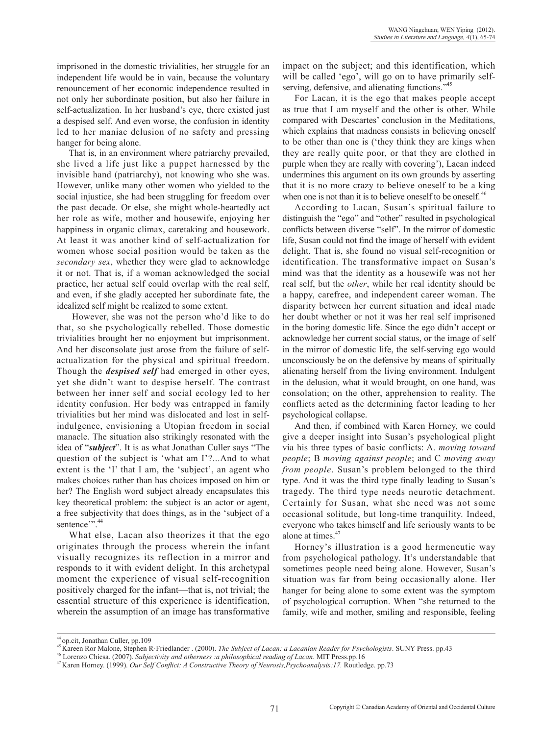imprisoned in the domestic trivialities, her struggle for an independent life would be in vain, because the voluntary renouncement of her economic independence resulted in not only her subordinate position, but also her failure in self-actualization. In her husband's eye, there existed just a despised self. And even worse, the confusion in identity led to her maniac delusion of no safety and pressing hanger for being alone.

That is, in an environment where patriarchy prevailed, she lived a life just like a puppet harnessed by the invisible hand (patriarchy), not knowing who she was. However, unlike many other women who yielded to the social injustice, she had been struggling for freedom over the past decade. Or else, she might whole-heartedly act her role as wife, mother and housewife, enjoying her happiness in organic climax, caretaking and housework. At least it was another kind of self-actualization for women whose social position would be taken as the *secondary sex*, whether they were glad to acknowledge it or not. That is, if a woman acknowledged the social practice, her actual self could overlap with the real self, and even, if she gladly accepted her subordinate fate, the idealized self might be realized to some extent.

However, she was not the person who'd like to do that, so she psychologically rebelled. Those domestic trivialities brought her no enjoyment but imprisonment. And her disconsolate just arose from the failure of self-actualization for the physical and spiritual freedom. Though the ***despised self*** had emerged in other eyes, yet she didn't want to despise herself. The contrast between her inner self and social ecology led to her identity confusion. Her body was entrapped in family trivialities but her mind was dislocated and lost in self-indulgence, envisioning a Utopian freedom in social manacle. The situation also strikingly resonated with the idea of "***subject***". It is as what Jonathan Culler says "The question of the subject is 'what am I'?...And to what extent is the 'I' that I am, the 'subject', an agent who makes choices rather than has choices imposed on him or her? The English word subject already encapsulates this key theoretical problem: the subject is an actor or agent, a free subjectivity that does things, as in the 'subject of a sentence'".[44]

What else, Lacan also theorizes it that the ego originates through the process wherein the infant visually recognizes its reflection in a mirror and responds to it with evident delight. In this archetypal moment the experience of visual self-recognition positively charged for the infant—that is, not trivial; the essential structure of this experience is identification, wherein the assumption of an image has transformative impact on the subject; and this identification, which will be called 'ego', will go on to have primarily self-serving, defensive, and alienating functions."[45]

For Lacan, it is the ego that makes people accept as true that I am myself and the other is other. While compared with Descartes' conclusion in the Meditations, which explains that madness consists in believing oneself to be other than one is ('they think they are kings when they are really quite poor, or that they are clothed in purple when they are really with covering'), Lacan indeed undermines this argument on its own grounds by asserting that it is no more crazy to believe oneself to be a king when one is not than it is to believe oneself to be oneself.[46]

According to Lacan, Susan's spiritual failure to distinguish the "ego" and "other" resulted in psychological conflicts between diverse "self". In the mirror of domestic life, Susan could not find the image of herself with evident delight. That is, she found no visual self-recognition or identification. The transformative impact on Susan's mind was that the identity as a housewife was not her real self, but the *other*, while her real identity should be a happy, carefree, and independent career woman. The disparity between her current situation and ideal made her doubt whether or not it was her real self imprisoned in the boring domestic life. Since the ego didn't accept or acknowledge her current social status, or the image of self in the mirror of domestic life, the self-serving ego would unconsciously be on the defensive by means of spiritually alienating herself from the living environment. Indulgent in the delusion, what it would brought, on one hand, was consolation; on the other, apprehension to reality. The conflicts acted as the determining factor leading to her psychological collapse.

And then, if combined with Karen Horney, we could give a deeper insight into Susan's psychological plight via his three types of basic conflicts: A. *moving toward people*; B *moving against people*; and C *moving away from people*. Susan's problem belonged to the third type. And it was the third type finally leading to Susan's tragedy. The third type needs neurotic detachment. Certainly for Susan, what she need was not some occasional solitude, but long-time tranquility. Indeed, everyone who takes himself and life seriously wants to be alone at times.[47]

Horney's illustration is a good hermeneutic way from psychological pathology. It's understandable that sometimes people need being alone. However, Susan's situation was far from being occasionally alone. Her hanger for being alone to some extent was the symptom of psychological corruption. When "she returned to the family, wife and mother, smiling and responsible, feeling

[44] op.cit, Jonathan Culler, pp.109

[45] Kareen Ror Malone, Stephen R·Friedlander . (2000). *The Subject of Lacan: a Lacanian Reader for Psychologists*. SUNY Press. pp.43

[46] Lorenzo Chiesa. (2007). *Subjectivity and otherness :a philosophical reading of Lacan*. MIT Press.pp.16

[47] Karen Horney. (1999). *Our Self Conflict: A Constructive Theory of Neurosis,Psychoanalysis:17.* Routledge. pp.73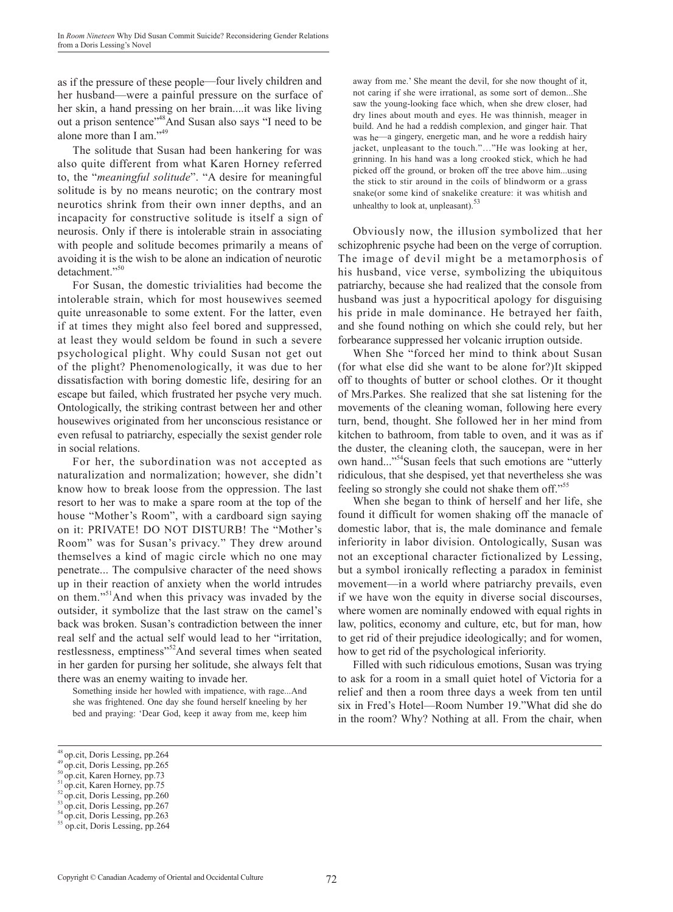as if the pressure of these people—four lively children and her husband—were a painful pressure on the surface of her skin, a hand pressing on her brain....it was like living out a prison sentence"[48]And Susan also says "I need to be alone more than I am."[49]

The solitude that Susan had been hankering for was also quite different from what Karen Horney referred to, the "*meaningful solitude*". "A desire for meaningful solitude is by no means neurotic; on the contrary most neurotics shrink from their own inner depths, and an incapacity for constructive solitude is itself a sign of neurosis. Only if there is intolerable strain in associating with people and solitude becomes primarily a means of avoiding it is the wish to be alone an indication of neurotic detachment."[50]

For Susan, the domestic trivialities had become the intolerable strain, which for most housewives seemed quite unreasonable to some extent. For the latter, even if at times they might also feel bored and suppressed, at least they would seldom be found in such a severe psychological plight. Why could Susan not get out of the plight? Phenomenologically, it was due to her dissatisfaction with boring domestic life, desiring for an escape but failed, which frustrated her psyche very much. Ontologically, the striking contrast between her and other housewives originated from her unconscious resistance or even refusal to patriarchy, especially the sexist gender role in social relations.

For her, the subordination was not accepted as naturalization and normalization; however, she didn't know how to break loose from the oppression. The last resort to her was to make a spare room at the top of the house "Mother's Room", with a cardboard sign saying on it: PRIVATE! DO NOT DISTURB! The "Mother's Room" was for Susan's privacy." They drew around themselves a kind of magic circle which no one may penetrate... The compulsive character of the need shows up in their reaction of anxiety when the world intrudes on them."[51]And when this privacy was invaded by the outsider, it symbolize that the last straw on the camel's back was broken. Susan's contradiction between the inner real self and the actual self would lead to her "irritation, restlessness, emptiness"[52]And several times when seated in her garden for pursing her solitude, she always felt that there was an enemy waiting to invade her.

> Something inside her howled with impatience, with rage...And she was frightened. One day she found herself kneeling by her bed and praying: 'Dear God, keep it away from me, keep him away from me.' She meant the devil, for she now thought of it, not caring if she were irrational, as some sort of demon...She saw the young-looking face which, when she drew closer, had dry lines about mouth and eyes. He was thinnish, meager in build. And he had a reddish complexion, and ginger hair. That was he—a gingery, energetic man, and he wore a reddish hairy jacket, unpleasant to the touch."…"He was looking at her, grinning. In his hand was a long crooked stick, which he had picked off the ground, or broken off the tree above him...using the stick to stir around in the coils of blindworm or a grass snake(or some kind of snakelike creature: it was whitish and unhealthy to look at, unpleasant).[53]

Obviously now, the illusion symbolized that her schizophrenic psyche had been on the verge of corruption. The image of devil might be a metamorphosis of his husband, vice verse, symbolizing the ubiquitous patriarchy, because she had realized that the console from husband was just a hypocritical apology for disguising his pride in male dominance. He betrayed her faith, and she found nothing on which she could rely, but her forbearance suppressed her volcanic irruption outside.

When She "forced her mind to think about Susan (for what else did she want to be alone for?)It skipped off to thoughts of butter or school clothes. Or it thought of Mrs.Parkes. She realized that she sat listening for the movements of the cleaning woman, following here every turn, bend, thought. She followed her in her mind from kitchen to bathroom, from table to oven, and it was as if the duster, the cleaning cloth, the saucepan, were in her own hand..."[54]Susan feels that such emotions are "utterly ridiculous, that she despised, yet that nevertheless she was feeling so strongly she could not shake them off."[55]

When she began to think of herself and her life, she found it difficult for women shaking off the manacle of domestic labor, that is, the male dominance and female inferiority in labor division. Ontologically, Susan was not an exceptional character fictionalized by Lessing, but a symbol ironically reflecting a paradox in feminist movement—in a world where patriarchy prevails, even if we have won the equity in diverse social discourses, where women are nominally endowed with equal rights in law, politics, economy and culture, etc, but for man, how to get rid of their prejudice ideologically; and for women, how to get rid of the psychological inferiority.

Filled with such ridiculous emotions, Susan was trying to ask for a room in a small quiet hotel of Victoria for a relief and then a room three days a week from ten until six in Fred's Hotel—Room Number 19."What did she do in the room? Why? Nothing at all. From the chair, when

---

[48] op.cit, Doris Lessing, pp.264
[49] op.cit, Doris Lessing, pp.265
[50] op.cit, Karen Horney, pp.73
[51] op.cit, Karen Horney, pp.75
[52] op.cit, Doris Lessing, pp.260
[53] op.cit, Doris Lessing, pp.267
[54] op.cit, Doris Lessing, pp.263
[55] op.cit, Doris Lessing, pp.264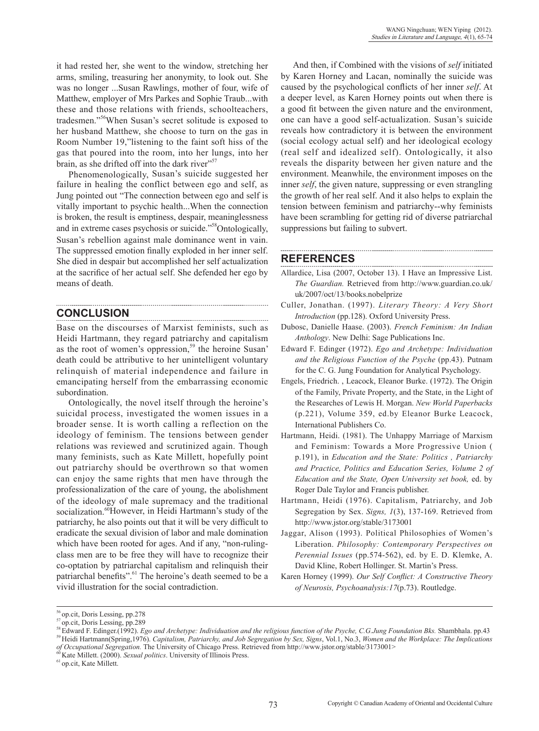it had rested her, she went to the window, stretching her arms, smiling, treasuring her anonymity, to look out. She was no longer ...Susan Rawlings, mother of four, wife of Matthew, employer of Mrs Parkes and Sophie Traub...with these and those relations with friends, schoolteachers, tradesmen."[56]When Susan's secret solitude is exposed to her husband Matthew, she choose to turn on the gas in Room Number 19,"listening to the faint soft hiss of the gas that poured into the room, into her lungs, into her brain, as she drifted off into the dark river"[57]

Phenomenologically, Susan's suicide suggested her failure in healing the conflict between ego and self, as Jung pointed out "The connection between ego and self is vitally important to psychic health...When the connection is broken, the result is emptiness, despair, meaninglessness and in extreme cases psychosis or suicide."[58]Ontologically, Susan's rebellion against male dominance went in vain. The suppressed emotion finally exploded in her inner self. She died in despair but accomplished her self actualization at the sacrifice of her actual self. She defended her ego by means of death.

## CONCLUSION

Base on the discourses of Marxist feminists, such as Heidi Hartmann, they regard patriarchy and capitalism as the root of women's oppression,[59] the heroine Susan' death could be attributive to her unintelligent voluntary relinquish of material independence and failure in emancipating herself from the embarrassing economic subordination.

Ontologically, the novel itself through the heroine's suicidal process, investigated the women issues in a broader sense. It is worth calling a reflection on the ideology of feminism. The tensions between gender relations was reviewed and scrutinized again. Though many feminists, such as Kate Millett, hopefully point out patriarchy should be overthrown so that women can enjoy the same rights that men have through the professionalization of the care of young, the abolishment of the ideology of male supremacy and the traditional socialization.[60]However, in Heidi Hartmann's study of the patriarchy, he also points out that it will be very difficult to eradicate the sexual division of labor and male domination which have been rooted for ages. And if any, "non-ruling-class men are to be free they will have to recognize their co-optation by patriarchal capitalism and relinquish their patriarchal benefits".[61] The heroine's death seemed to be a vivid illustration for the social contradiction.

And then, if Combined with the visions of *self* initiated by Karen Horney and Lacan, nominally the suicide was caused by the psychological conflicts of her inner *self*. At a deeper level, as Karen Horney points out when there is a good fit between the given nature and the environment, one can have a good self-actualization. Susan's suicide reveals how contradictory it is between the environment (social ecology actual self) and her ideological ecology (real self and idealized self). Ontologically, it also reveals the disparity between her given nature and the environment. Meanwhile, the environment imposes on the inner *self*, the given nature, suppressing or even strangling the growth of her real self. And it also helps to explain the tension between feminism and patriarchy--why feminists have been scrambling for getting rid of diverse patriarchal suppressions but failing to subvert.

## REFERENCES

Allardice, Lisa (2007, October 13). I Have an Impressive List. *The Guardian.* Retrieved from http://www.guardian.co.uk/uk/2007/oct/13/books.nobelprize

Culler, Jonathan. (1997). *Literary Theory: A Very Short Introduction* (pp.128). Oxford University Press.

Dubosc, Danielle Haase. (2003). *French Feminism: An Indian Anthology*. New Delhi: Sage Publications Inc.

Edward F. Edinger (1972). *Ego and Archetype: Individuation and the Religious Function of the Psyche* (pp.43). Putnam for the C. G. Jung Foundation for Analytical Psychology.

Engels, Friedrich. , Leacock, Eleanor Burke. (1972). The Origin of the Family, Private Property, and the State, in the Light of the Researches of Lewis H. Morgan. *New World Paperbacks* (p.221), Volume 359, ed.by Eleanor Burke Leacock, International Publishers Co.

Hartmann, Heidi. (1981). The Unhappy Marriage of Marxism and Feminism: Towards a More Progressive Union ( p.191), in *Education and the State: Politics , Patriarchy and Practice, Politics and Education Series, Volume 2 of Education and the State, Open University set book,* ed. by Roger Dale Taylor and Francis publisher.

Hartmann, Heidi (1976). Capitalism, Patriarchy, and Job Segregation by Sex. *Signs, 1*(3), 137-169. Retrieved from http://www.jstor.org/stable/3173001

Jaggar, Alison (1993). Political Philosophies of Women's Liberation. *Philosophy: Contemporary Perspectives on Perennial Issues* (pp.574-562), ed. by E. D. Klemke, A. David Kline, Robert Hollinger. St. Martin's Press.

Karen Horney (1999). *Our Self Conflict: A Constructive Theory of Neurosis, Psychoanalysis:17*(p.73). Routledge.

---

[56] op.cit, Doris Lessing, pp.278

[57] op.cit, Doris Lessing, pp.289

[58] Edward F. Edinger.(1992). *Ego and Archetype: Individuation and the religious function of the Psyche, C.G.Jung Foundation Bks.* Shambhala. pp.43

[59] Heidi Hartmann(Spring,1976). *Capitalism, Patriarchy, and Job Segregation by Sex, Signs*, Vol.1, No.3, *Women and the Workplace: The Implications of Occupational Segregation.* The University of Chicago Press. Retrieved from http://www.jstor.org/stable/3173001>

[60] Kate Millett. (2000). *Sexual politics*. University of Illinois Press.

[61] op.cit, Kate Millett.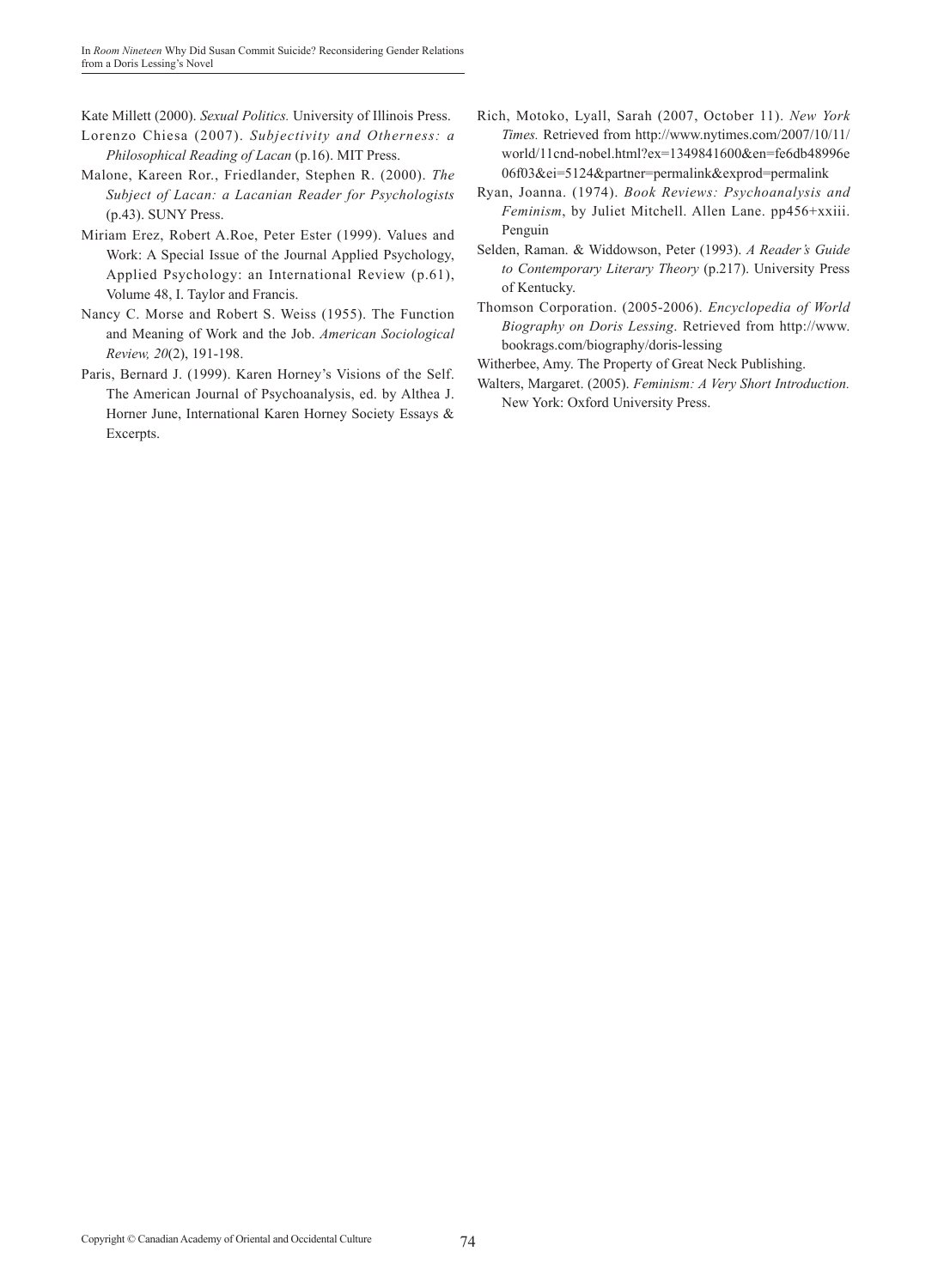Kate Millett (2000). *Sexual Politics.* University of Illinois Press.

Lorenzo Chiesa (2007). *Subjectivity and Otherness: a Philosophical Reading of Lacan* (p.16). MIT Press.

Malone, Kareen Ror., Friedlander, Stephen R. (2000). *The Subject of Lacan: a Lacanian Reader for Psychologists* (p.43). SUNY Press.

Miriam Erez, Robert A.Roe, Peter Ester (1999). Values and Work: A Special Issue of the Journal Applied Psychology, Applied Psychology: an International Review (p.61), Volume 48, I. Taylor and Francis.

Nancy C. Morse and Robert S. Weiss (1955). The Function and Meaning of Work and the Job. *American Sociological Review, 20*(2), 191-198.

Paris, Bernard J. (1999). Karen Horney's Visions of the Self. The American Journal of Psychoanalysis, ed. by Althea J. Horner June, International Karen Horney Society Essays & Excerpts.

Rich, Motoko, Lyall, Sarah (2007, October 11). *New York Times.* Retrieved from http://www.nytimes.com/2007/10/11/world/11cnd-nobel.html?ex=1349841600&en=fe6db48996e06f03&ei=5124&partner=permalink&exprod=permalink

Ryan, Joanna. (1974). *Book Reviews: Psychoanalysis and Feminism*, by Juliet Mitchell. Allen Lane. pp456+xxiii. Penguin

Selden, Raman. & Widdowson, Peter (1993). *A Reader's Guide to Contemporary Literary Theory* (p.217). University Press of Kentucky.

Thomson Corporation. (2005-2006). *Encyclopedia of World Biography on Doris Lessing*. Retrieved from http://www.bookrags.com/biography/doris-lessing

Witherbee, Amy. The Property of Great Neck Publishing.

Walters, Margaret. (2005). *Feminism: A Very Short Introduction.* New York: Oxford University Press.